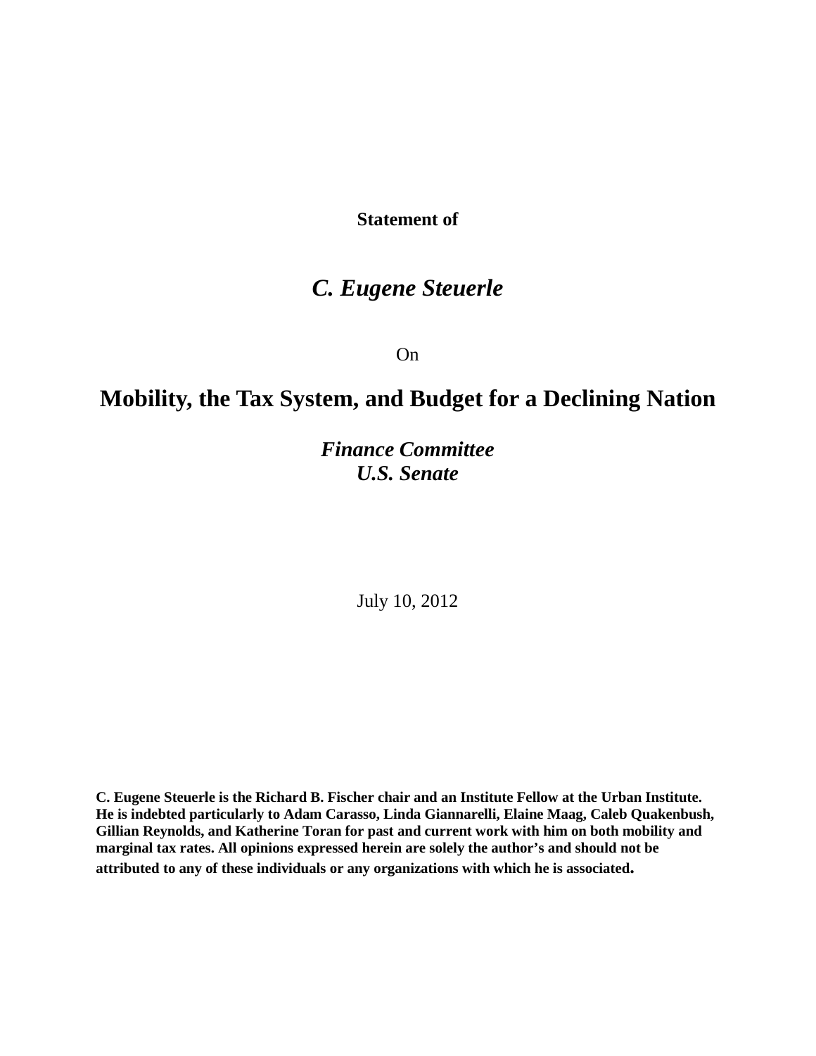**Statement of**

***C. Eugene Steuerle***

On

# Mobility, the Tax System, and Budget for a Declining Nation

***Finance Committee***
***U.S. Senate***

July 10, 2012

**C. Eugene Steuerle is the Richard B. Fischer chair and an Institute Fellow at the Urban Institute. He is indebted particularly to Adam Carasso, Linda Giannarelli, Elaine Maag, Caleb Quakenbush, Gillian Reynolds, and Katherine Toran for past and current work with him on both mobility and marginal tax rates. All opinions expressed herein are solely the author's and should not be attributed to any of these individuals or any organizations with which he is associated.**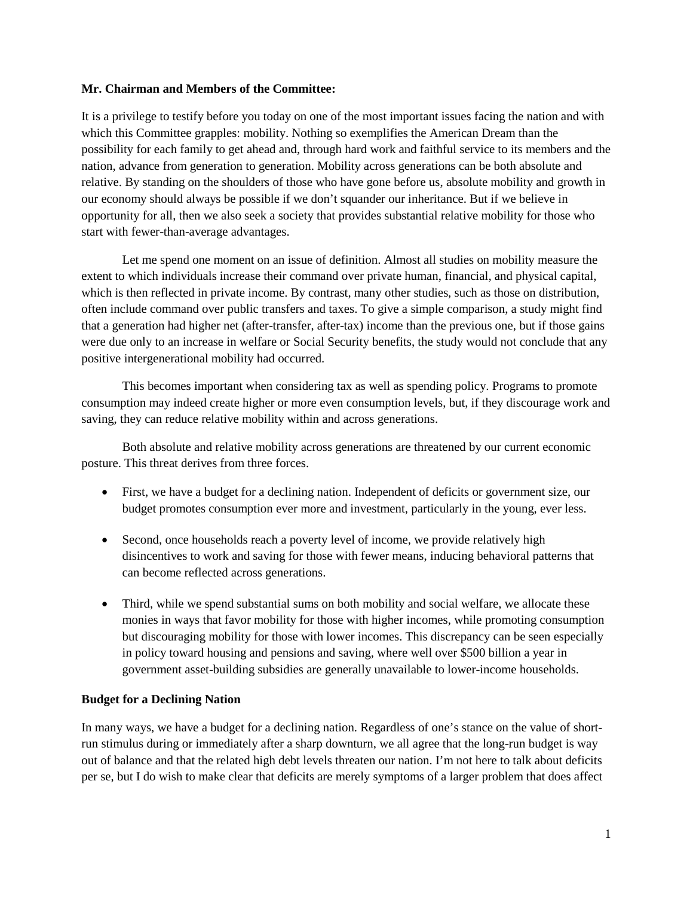**Mr. Chairman and Members of the Committee:**

It is a privilege to testify before you today on one of the most important issues facing the nation and with which this Committee grapples: mobility. Nothing so exemplifies the American Dream than the possibility for each family to get ahead and, through hard work and faithful service to its members and the nation, advance from generation to generation. Mobility across generations can be both absolute and relative. By standing on the shoulders of those who have gone before us, absolute mobility and growth in our economy should always be possible if we don't squander our inheritance. But if we believe in opportunity for all, then we also seek a society that provides substantial relative mobility for those who start with fewer-than-average advantages.

Let me spend one moment on an issue of definition. Almost all studies on mobility measure the extent to which individuals increase their command over private human, financial, and physical capital, which is then reflected in private income. By contrast, many other studies, such as those on distribution, often include command over public transfers and taxes. To give a simple comparison, a study might find that a generation had higher net (after-transfer, after-tax) income than the previous one, but if those gains were due only to an increase in welfare or Social Security benefits, the study would not conclude that any positive intergenerational mobility had occurred.

This becomes important when considering tax as well as spending policy. Programs to promote consumption may indeed create higher or more even consumption levels, but, if they discourage work and saving, they can reduce relative mobility within and across generations.

Both absolute and relative mobility across generations are threatened by our current economic posture. This threat derives from three forces.

- First, we have a budget for a declining nation. Independent of deficits or government size, our budget promotes consumption ever more and investment, particularly in the young, ever less.
- Second, once households reach a poverty level of income, we provide relatively high disincentives to work and saving for those with fewer means, inducing behavioral patterns that can become reflected across generations.
- Third, while we spend substantial sums on both mobility and social welfare, we allocate these monies in ways that favor mobility for those with higher incomes, while promoting consumption but discouraging mobility for those with lower incomes. This discrepancy can be seen especially in policy toward housing and pensions and saving, where well over $500 billion a year in government asset-building subsidies are generally unavailable to lower-income households.

**Budget for a Declining Nation**

In many ways, we have a budget for a declining nation. Regardless of one's stance on the value of short-run stimulus during or immediately after a sharp downturn, we all agree that the long-run budget is way out of balance and that the related high debt levels threaten our nation. I'm not here to talk about deficits per se, but I do wish to make clear that deficits are merely symptoms of a larger problem that does affect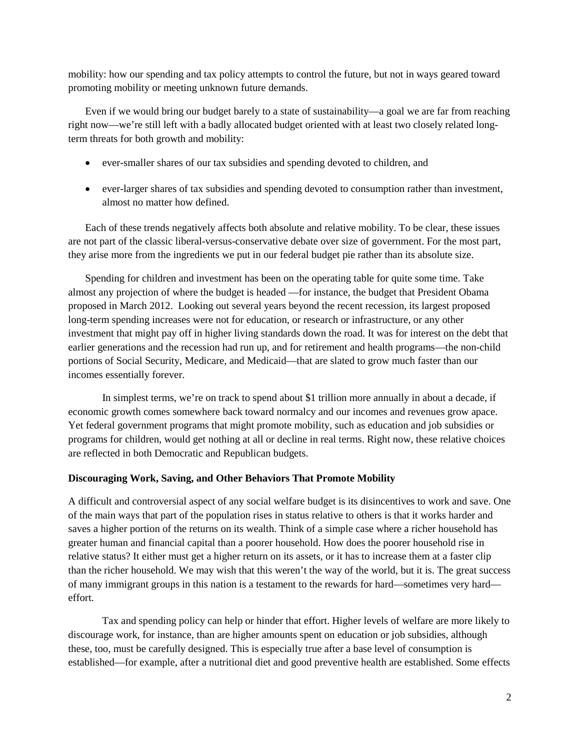mobility: how our spending and tax policy attempts to control the future, but not in ways geared toward promoting mobility or meeting unknown future demands.

Even if we would bring our budget barely to a state of sustainability—a goal we are far from reaching right now—we're still left with a badly allocated budget oriented with at least two closely related long-term threats for both growth and mobility:

- ever-smaller shares of our tax subsidies and spending devoted to children, and
- ever-larger shares of tax subsidies and spending devoted to consumption rather than investment, almost no matter how defined.

Each of these trends negatively affects both absolute and relative mobility. To be clear, these issues are not part of the classic liberal-versus-conservative debate over size of government. For the most part, they arise more from the ingredients we put in our federal budget pie rather than its absolute size.

Spending for children and investment has been on the operating table for quite some time. Take almost any projection of where the budget is headed —for instance, the budget that President Obama proposed in March 2012. Looking out several years beyond the recent recession, its largest proposed long-term spending increases were not for education, or research or infrastructure, or any other investment that might pay off in higher living standards down the road. It was for interest on the debt that earlier generations and the recession had run up, and for retirement and health programs—the non-child portions of Social Security, Medicare, and Medicaid—that are slated to grow much faster than our incomes essentially forever.

In simplest terms, we're on track to spend about $1 trillion more annually in about a decade, if economic growth comes somewhere back toward normalcy and our incomes and revenues grow apace. Yet federal government programs that might promote mobility, such as education and job subsidies or programs for children, would get nothing at all or decline in real terms. Right now, these relative choices are reflected in both Democratic and Republican budgets.

**Discouraging Work, Saving, and Other Behaviors That Promote Mobility**

A difficult and controversial aspect of any social welfare budget is its disincentives to work and save. One of the main ways that part of the population rises in status relative to others is that it works harder and saves a higher portion of the returns on its wealth. Think of a simple case where a richer household has greater human and financial capital than a poorer household. How does the poorer household rise in relative status? It either must get a higher return on its assets, or it has to increase them at a faster clip than the richer household. We may wish that this weren't the way of the world, but it is. The great success of many immigrant groups in this nation is a testament to the rewards for hard—sometimes very hard—effort.

Tax and spending policy can help or hinder that effort. Higher levels of welfare are more likely to discourage work, for instance, than are higher amounts spent on education or job subsidies, although these, too, must be carefully designed. This is especially true after a base level of consumption is established—for example, after a nutritional diet and good preventive health are established. Some effects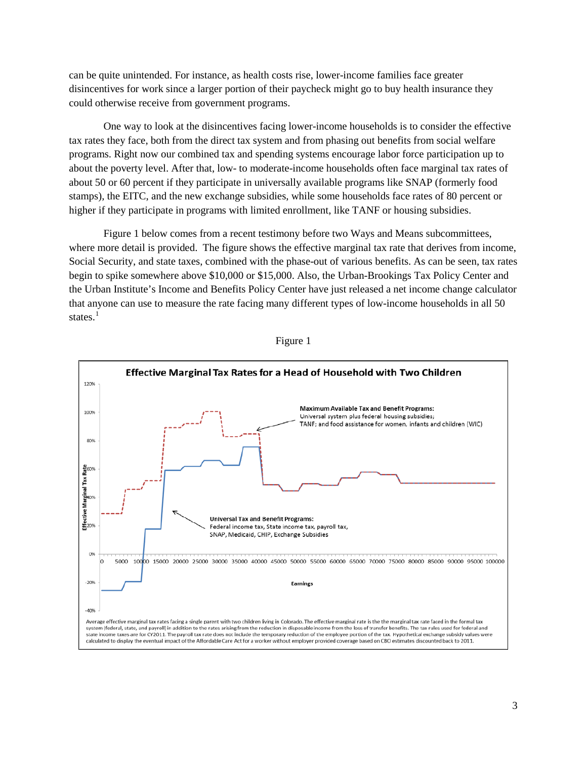can be quite unintended. For instance, as health costs rise, lower-income families face greater disincentives for work since a larger portion of their paycheck might go to buy health insurance they could otherwise receive from government programs.

One way to look at the disincentives facing lower-income households is to consider the effective tax rates they face, both from the direct tax system and from phasing out benefits from social welfare programs. Right now our combined tax and spending systems encourage labor force participation up to about the poverty level. After that, low- to moderate-income households often face marginal tax rates of about 50 or 60 percent if they participate in universally available programs like SNAP (formerly food stamps), the EITC, and the new exchange subsidies, while some households face rates of 80 percent or higher if they participate in programs with limited enrollment, like TANF or housing subsidies.

Figure 1 below comes from a recent testimony before two Ways and Means subcommittees, where more detail is provided. The figure shows the effective marginal tax rate that derives from income, Social Security, and state taxes, combined with the phase-out of various benefits. As can be seen, tax rates begin to spike somewhere above $10,000 or $15,000. Also, the Urban-Brookings Tax Policy Center and the Urban Institute's Income and Benefits Policy Center have just released a net income change calculator that anyone can use to measure the rate facing many different types of low-income households in all 50 states.[1]

Figure 1

**Effective Marginal Tax Rates for a Head of Household with Two Children**

Average effective marginal tax rates facing a single parent with two children living in Colorado. The effective marginal rate is the the marginal tax rate faced in the formal tax system (federal, state, and payroll) in addition to the rates arising from the reduction in disposable income from the loss of transfer benefits. The tax rules used for federal and state income taxes are for CY2011. The payroll tax rate does not include the temporary reduction of the employee portion of the tax. Hypothetical exchange subsidy values were calculated to display the eventual impact of the Affordable Care Act for a worker without employer provided coverage based on CBO estimates discounted back to 2011.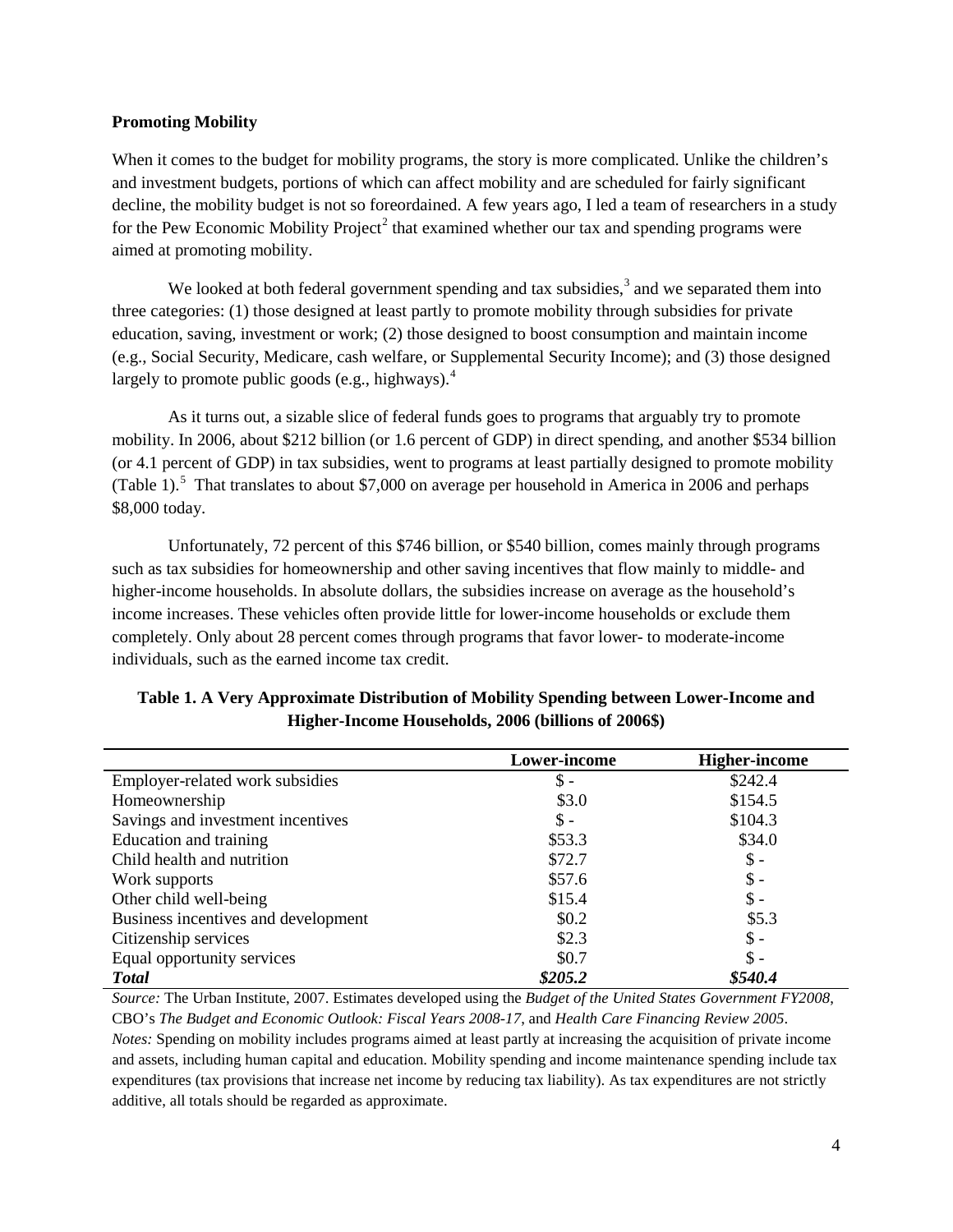**Promoting Mobility**

When it comes to the budget for mobility programs, the story is more complicated. Unlike the children's and investment budgets, portions of which can affect mobility and are scheduled for fairly significant decline, the mobility budget is not so foreordained. A few years ago, I led a team of researchers in a study for the Pew Economic Mobility Project[2] that examined whether our tax and spending programs were aimed at promoting mobility.

We looked at both federal government spending and tax subsidies,[3] and we separated them into three categories: (1) those designed at least partly to promote mobility through subsidies for private education, saving, investment or work; (2) those designed to boost consumption and maintain income (e.g., Social Security, Medicare, cash welfare, or Supplemental Security Income); and (3) those designed largely to promote public goods (e.g., highways).[4]

As it turns out, a sizable slice of federal funds goes to programs that arguably try to promote mobility. In 2006, about $212 billion (or 1.6 percent of GDP) in direct spending, and another $534 billion (or 4.1 percent of GDP) in tax subsidies, went to programs at least partially designed to promote mobility (Table 1).[5] That translates to about $7,000 on average per household in America in 2006 and perhaps $8,000 today.

Unfortunately, 72 percent of this $746 billion, or $540 billion, comes mainly through programs such as tax subsidies for homeownership and other saving incentives that flow mainly to middle- and higher-income households. In absolute dollars, the subsidies increase on average as the household's income increases. These vehicles often provide little for lower-income households or exclude them completely. Only about 28 percent comes through programs that favor lower- to moderate-income individuals, such as the earned income tax credit.

**Table 1. A Very Approximate Distribution of Mobility Spending between Lower-Income and Higher-Income Households, 2006 (billions of 2006$)**

| | Lower-income | Higher-income |
|---|---|---|
| Employer-related work subsidies | $ - | $242.4 |
| Homeownership | $3.0 | $154.5 |
| Savings and investment incentives | $ - | $104.3 |
| Education and training | $53.3 | $34.0 |
| Child health and nutrition | $72.7 | $ - |
| Work supports | $57.6 | $ - |
| Other child well-being | $15.4 | $ - |
| Business incentives and development | $0.2 | $5.3 |
| Citizenship services | $2.3 | $ - |
| Equal opportunity services | $0.7 | $ - |
| ***Total*** | ***$205.2*** | ***$540.4*** |

*Source:* The Urban Institute, 2007. Estimates developed using the *Budget of the United States Government FY2008*, CBO's *The Budget and Economic Outlook: Fiscal Years 2008-17*, and *Health Care Financing Review 2005*.
*Notes:* Spending on mobility includes programs aimed at least partly at increasing the acquisition of private income and assets, including human capital and education. Mobility spending and income maintenance spending include tax expenditures (tax provisions that increase net income by reducing tax liability). As tax expenditures are not strictly additive, all totals should be regarded as approximate.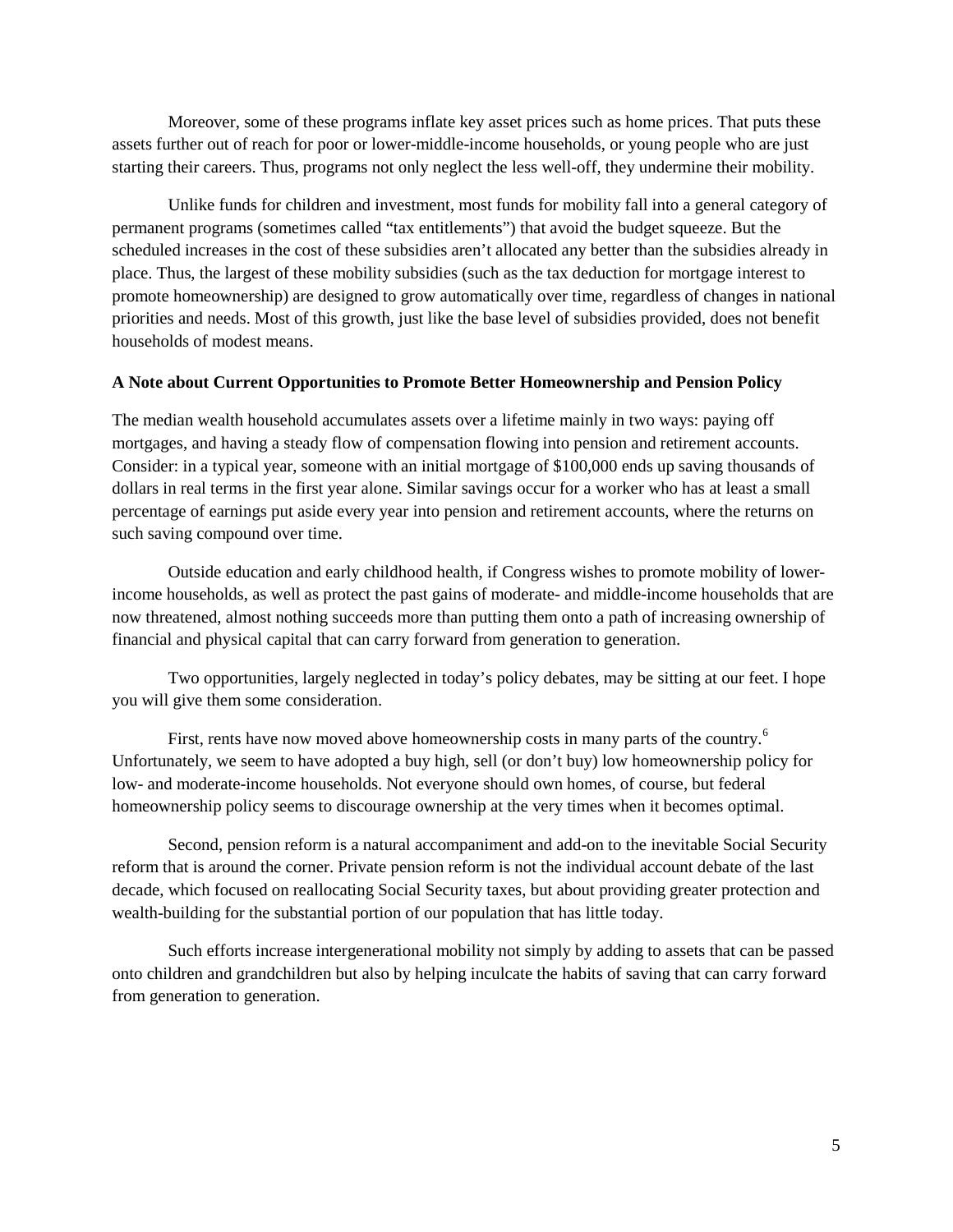Moreover, some of these programs inflate key asset prices such as home prices. That puts these assets further out of reach for poor or lower-middle-income households, or young people who are just starting their careers. Thus, programs not only neglect the less well-off, they undermine their mobility.

Unlike funds for children and investment, most funds for mobility fall into a general category of permanent programs (sometimes called "tax entitlements") that avoid the budget squeeze. But the scheduled increases in the cost of these subsidies aren't allocated any better than the subsidies already in place. Thus, the largest of these mobility subsidies (such as the tax deduction for mortgage interest to promote homeownership) are designed to grow automatically over time, regardless of changes in national priorities and needs. Most of this growth, just like the base level of subsidies provided, does not benefit households of modest means.

**A Note about Current Opportunities to Promote Better Homeownership and Pension Policy**

The median wealth household accumulates assets over a lifetime mainly in two ways: paying off mortgages, and having a steady flow of compensation flowing into pension and retirement accounts. Consider: in a typical year, someone with an initial mortgage of $100,000 ends up saving thousands of dollars in real terms in the first year alone. Similar savings occur for a worker who has at least a small percentage of earnings put aside every year into pension and retirement accounts, where the returns on such saving compound over time.

Outside education and early childhood health, if Congress wishes to promote mobility of lower-income households, as well as protect the past gains of moderate- and middle-income households that are now threatened, almost nothing succeeds more than putting them onto a path of increasing ownership of financial and physical capital that can carry forward from generation to generation.

Two opportunities, largely neglected in today's policy debates, may be sitting at our feet. I hope you will give them some consideration.

First, rents have now moved above homeownership costs in many parts of the country.[6] Unfortunately, we seem to have adopted a buy high, sell (or don't buy) low homeownership policy for low- and moderate-income households. Not everyone should own homes, of course, but federal homeownership policy seems to discourage ownership at the very times when it becomes optimal.

Second, pension reform is a natural accompaniment and add-on to the inevitable Social Security reform that is around the corner. Private pension reform is not the individual account debate of the last decade, which focused on reallocating Social Security taxes, but about providing greater protection and wealth-building for the substantial portion of our population that has little today.

Such efforts increase intergenerational mobility not simply by adding to assets that can be passed onto children and grandchildren but also by helping inculcate the habits of saving that can carry forward from generation to generation.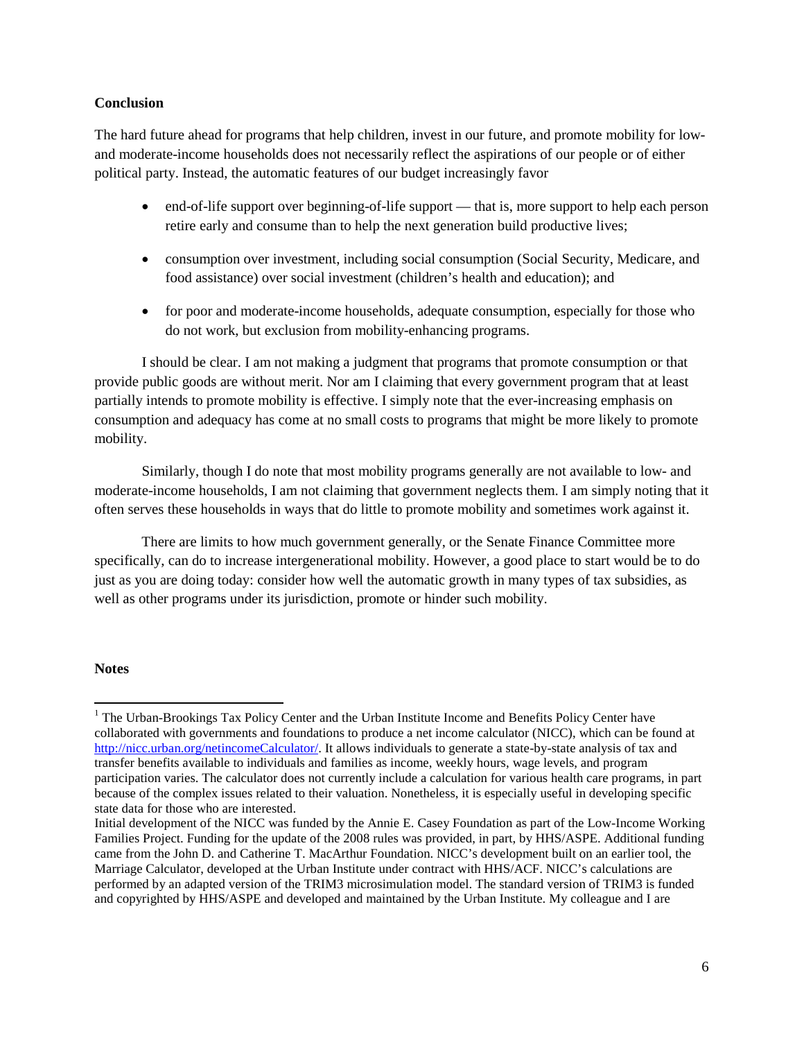**Conclusion**

The hard future ahead for programs that help children, invest in our future, and promote mobility for low- and moderate-income households does not necessarily reflect the aspirations of our people or of either political party. Instead, the automatic features of our budget increasingly favor

- end-of-life support over beginning-of-life support — that is, more support to help each person retire early and consume than to help the next generation build productive lives;
- consumption over investment, including social consumption (Social Security, Medicare, and food assistance) over social investment (children's health and education); and
- for poor and moderate-income households, adequate consumption, especially for those who do not work, but exclusion from mobility-enhancing programs.

I should be clear. I am not making a judgment that programs that promote consumption or that provide public goods are without merit. Nor am I claiming that every government program that at least partially intends to promote mobility is effective. I simply note that the ever-increasing emphasis on consumption and adequacy has come at no small costs to programs that might be more likely to promote mobility.

Similarly, though I do note that most mobility programs generally are not available to low- and moderate-income households, I am not claiming that government neglects them. I am simply noting that it often serves these households in ways that do little to promote mobility and sometimes work against it.

There are limits to how much government generally, or the Senate Finance Committee more specifically, can do to increase intergenerational mobility. However, a good place to start would be to do just as you are doing today: consider how well the automatic growth in many types of tax subsidies, as well as other programs under its jurisdiction, promote or hinder such mobility.

**Notes**

[1] The Urban-Brookings Tax Policy Center and the Urban Institute Income and Benefits Policy Center have collaborated with governments and foundations to produce a net income calculator (NICC), which can be found at http://nicc.urban.org/netincomeCalculator/. It allows individuals to generate a state-by-state analysis of tax and transfer benefits available to individuals and families as income, weekly hours, wage levels, and program participation varies. The calculator does not currently include a calculation for various health care programs, in part because of the complex issues related to their valuation. Nonetheless, it is especially useful in developing specific state data for those who are interested.

Initial development of the NICC was funded by the Annie E. Casey Foundation as part of the Low-Income Working Families Project. Funding for the update of the 2008 rules was provided, in part, by HHS/ASPE. Additional funding came from the John D. and Catherine T. MacArthur Foundation. NICC's development built on an earlier tool, the Marriage Calculator, developed at the Urban Institute under contract with HHS/ACF. NICC's calculations are performed by an adapted version of the TRIM3 microsimulation model. The standard version of TRIM3 is funded and copyrighted by HHS/ASPE and developed and maintained by the Urban Institute. My colleague and I are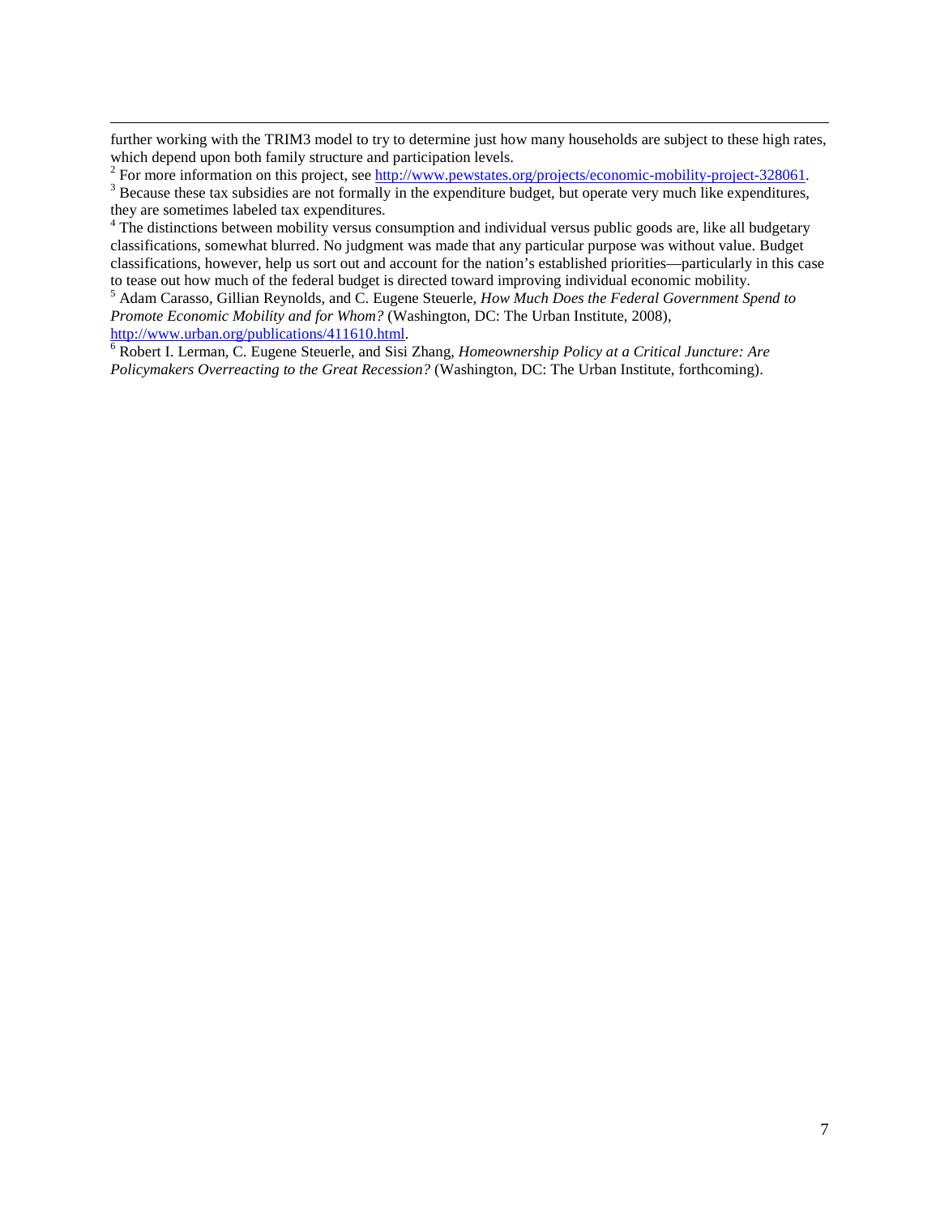further working with the TRIM3 model to try to determine just how many households are subject to these high rates, which depend upon both family structure and participation levels.

[2] For more information on this project, see http://www.pewstates.org/projects/economic-mobility-project-328061.

[3] Because these tax subsidies are not formally in the expenditure budget, but operate very much like expenditures, they are sometimes labeled tax expenditures.

[4] The distinctions between mobility versus consumption and individual versus public goods are, like all budgetary classifications, somewhat blurred. No judgment was made that any particular purpose was without value. Budget classifications, however, help us sort out and account for the nation's established priorities—particularly in this case to tease out how much of the federal budget is directed toward improving individual economic mobility.

[5] Adam Carasso, Gillian Reynolds, and C. Eugene Steuerle, *How Much Does the Federal Government Spend to Promote Economic Mobility and for Whom?* (Washington, DC: The Urban Institute, 2008), http://www.urban.org/publications/411610.html.

[6] Robert I. Lerman, C. Eugene Steuerle, and Sisi Zhang, *Homeownership Policy at a Critical Juncture: Are Policymakers Overreacting to the Great Recession?* (Washington, DC: The Urban Institute, forthcoming).